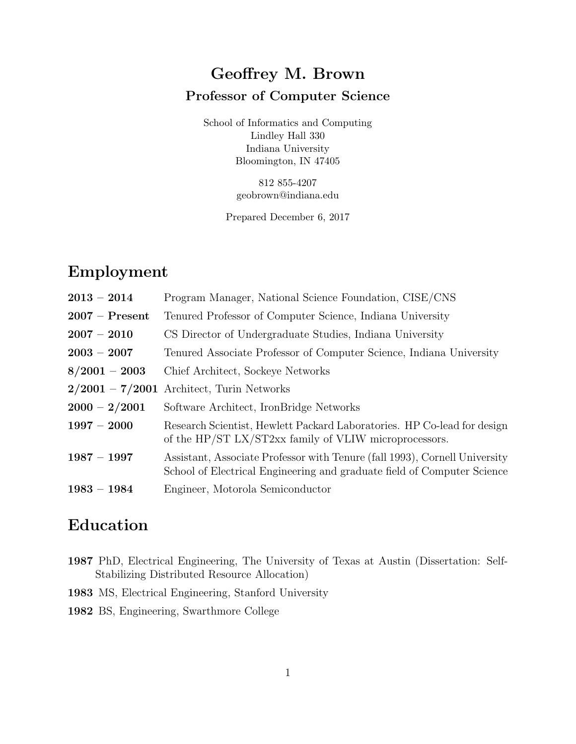# Geoffrey M. Brown

## Professor of Computer Science

School of Informatics and Computing
Lindley Hall 330
Indiana University
Bloomington, IN 47405

812 855-4207
geobrown@indiana.edu

Prepared December 6, 2017

## Employment

| | |
|---|---|
| **2013 – 2014** | Program Manager, National Science Foundation, CISE/CNS |
| **2007 – Present** | Tenured Professor of Computer Science, Indiana University |
| **2007 – 2010** | CS Director of Undergraduate Studies, Indiana University |
| **2003 – 2007** | Tenured Associate Professor of Computer Science, Indiana University |
| **8/2001 – 2003** | Chief Architect, Sockeye Networks |
| **2/2001 – 7/2001** | Architect, Turin Networks |
| **2000 – 2/2001** | Software Architect, IronBridge Networks |
| **1997 – 2000** | Research Scientist, Hewlett Packard Laboratories. HP Co-lead for design of the HP/ST LX/ST2xx family of VLIW microprocessors. |
| **1987 – 1997** | Assistant, Associate Professor with Tenure (fall 1993), Cornell University School of Electrical Engineering and graduate field of Computer Science |
| **1983 – 1984** | Engineer, Motorola Semiconductor |

## Education

**1987** PhD, Electrical Engineering, The University of Texas at Austin (Dissertation: Self-Stabilizing Distributed Resource Allocation)

**1983** MS, Electrical Engineering, Stanford University

**1982** BS, Engineering, Swarthmore College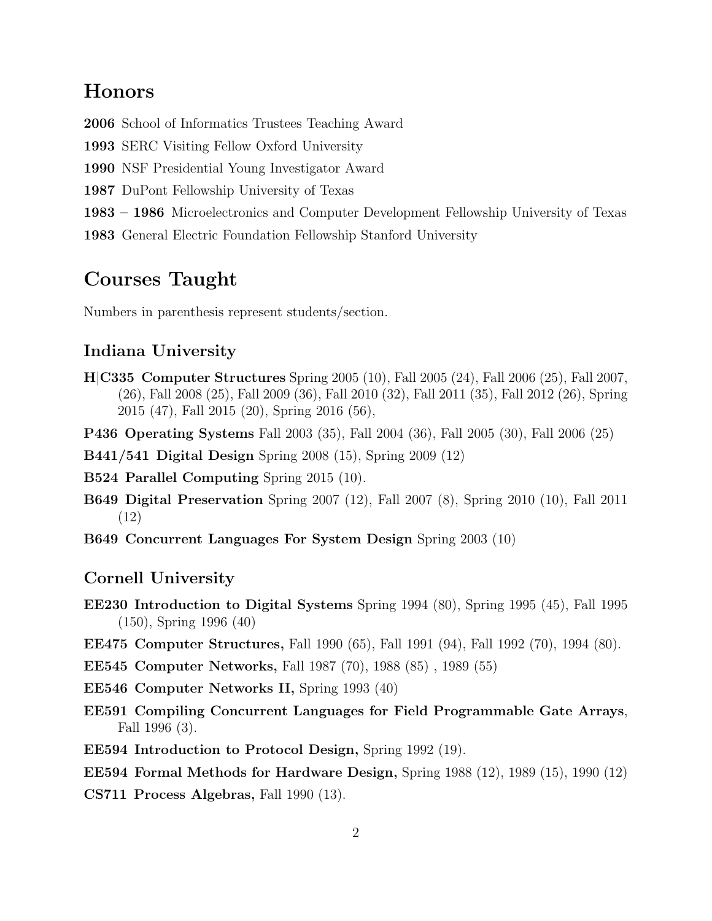# Honors

**2006** School of Informatics Trustees Teaching Award

**1993** SERC Visiting Fellow Oxford University

**1990** NSF Presidential Young Investigator Award

**1987** DuPont Fellowship University of Texas

**1983 – 1986** Microelectronics and Computer Development Fellowship University of Texas

**1983** General Electric Foundation Fellowship Stanford University

# Courses Taught

Numbers in parenthesis represent students/section.

## Indiana University

**H|C335 Computer Structures** Spring 2005 (10), Fall 2005 (24), Fall 2006 (25), Fall 2007, (26), Fall 2008 (25), Fall 2009 (36), Fall 2010 (32), Fall 2011 (35), Fall 2012 (26), Spring 2015 (47), Fall 2015 (20), Spring 2016 (56),

**P436 Operating Systems** Fall 2003 (35), Fall 2004 (36), Fall 2005 (30), Fall 2006 (25)

**B441/541 Digital Design** Spring 2008 (15), Spring 2009 (12)

**B524 Parallel Computing** Spring 2015 (10).

**B649 Digital Preservation** Spring 2007 (12), Fall 2007 (8), Spring 2010 (10), Fall 2011 (12)

**B649 Concurrent Languages For System Design** Spring 2003 (10)

## Cornell University

**EE230 Introduction to Digital Systems** Spring 1994 (80), Spring 1995 (45), Fall 1995 (150), Spring 1996 (40)

**EE475 Computer Structures,** Fall 1990 (65), Fall 1991 (94), Fall 1992 (70), 1994 (80).

**EE545 Computer Networks,** Fall 1987 (70), 1988 (85) , 1989 (55)

**EE546 Computer Networks II,** Spring 1993 (40)

**EE591 Compiling Concurrent Languages for Field Programmable Gate Arrays**, Fall 1996 (3).

**EE594 Introduction to Protocol Design,** Spring 1992 (19).

**EE594 Formal Methods for Hardware Design,** Spring 1988 (12), 1989 (15), 1990 (12)

**CS711 Process Algebras,** Fall 1990 (13).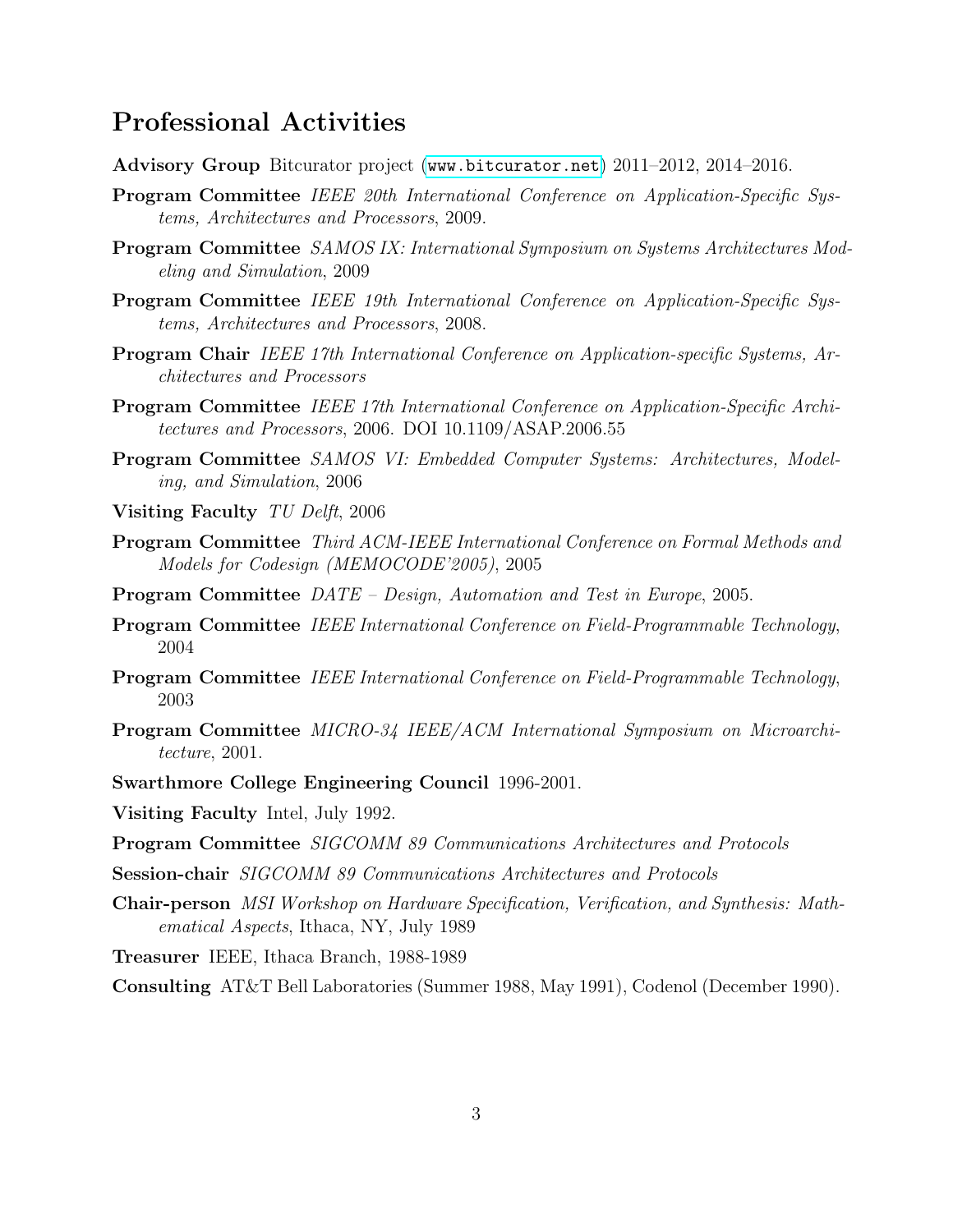## Professional Activities

**Advisory Group** Bitcurator project (www.bitcurator.net) 2011–2012, 2014–2016.

**Program Committee** *IEEE 20th International Conference on Application-Specific Systems, Architectures and Processors*, 2009.

**Program Committee** *SAMOS IX: International Symposium on Systems Architectures Modeling and Simulation*, 2009

**Program Committee** *IEEE 19th International Conference on Application-Specific Systems, Architectures and Processors*, 2008.

**Program Chair** *IEEE 17th International Conference on Application-specific Systems, Architectures and Processors*

**Program Committee** *IEEE 17th International Conference on Application-Specific Architectures and Processors*, 2006. DOI 10.1109/ASAP.2006.55

**Program Committee** *SAMOS VI: Embedded Computer Systems: Architectures, Modeling, and Simulation*, 2006

**Visiting Faculty** *TU Delft*, 2006

**Program Committee** *Third ACM-IEEE International Conference on Formal Methods and Models for Codesign (MEMOCODE'2005)*, 2005

**Program Committee** *DATE – Design, Automation and Test in Europe*, 2005.

**Program Committee** *IEEE International Conference on Field-Programmable Technology*, 2004

**Program Committee** *IEEE International Conference on Field-Programmable Technology*, 2003

**Program Committee** *MICRO-34 IEEE/ACM International Symposium on Microarchitecture*, 2001.

**Swarthmore College Engineering Council** 1996-2001.

**Visiting Faculty** Intel, July 1992.

**Program Committee** *SIGCOMM 89 Communications Architectures and Protocols*

**Session-chair** *SIGCOMM 89 Communications Architectures and Protocols*

**Chair-person** *MSI Workshop on Hardware Specification, Verification, and Synthesis: Mathematical Aspects*, Ithaca, NY, July 1989

**Treasurer** IEEE, Ithaca Branch, 1988-1989

**Consulting** AT&T Bell Laboratories (Summer 1988, May 1991), Codenol (December 1990).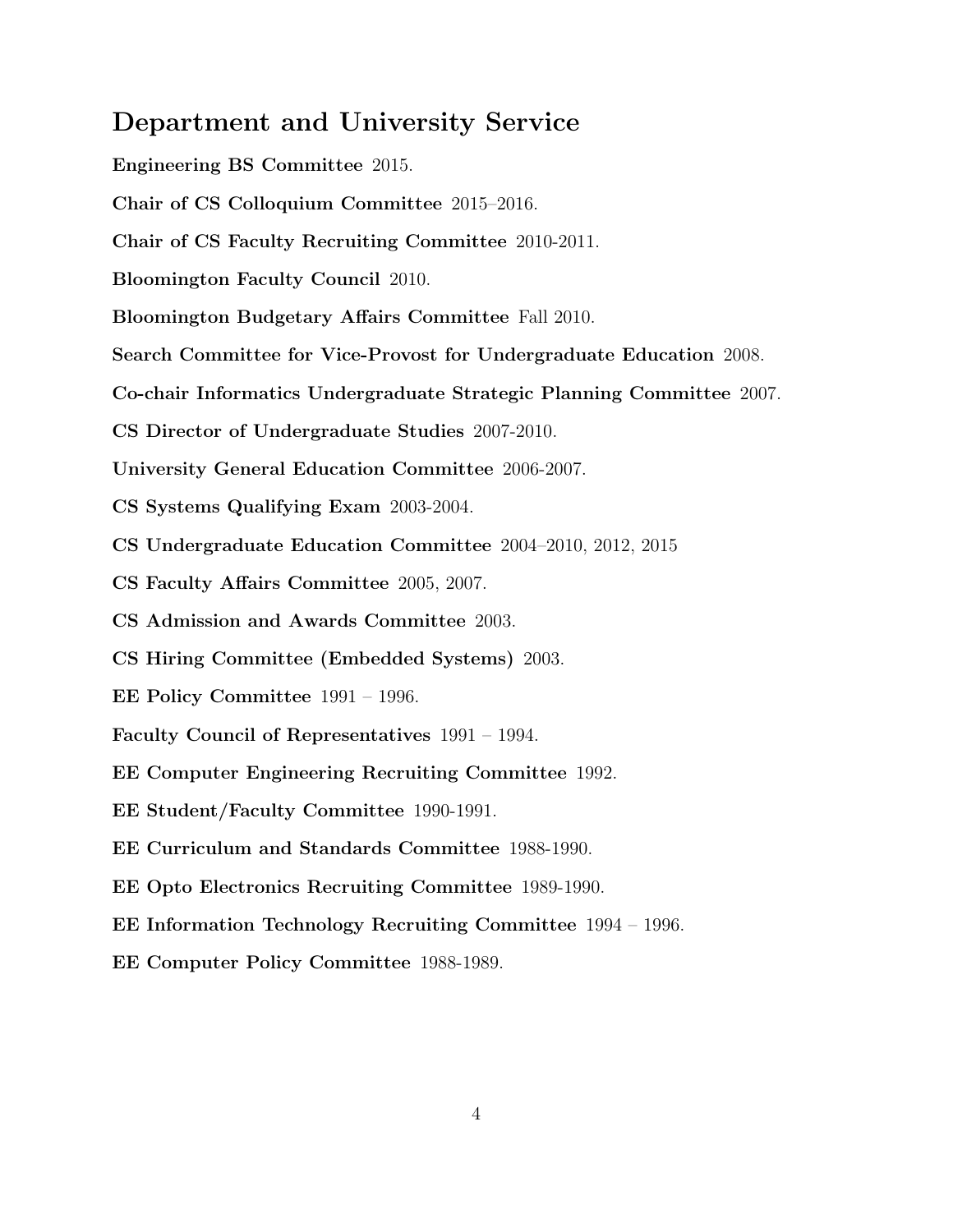## Department and University Service

**Engineering BS Committee** 2015.

**Chair of CS Colloquium Committee** 2015–2016.

**Chair of CS Faculty Recruiting Committee** 2010-2011.

**Bloomington Faculty Council** 2010.

**Bloomington Budgetary Affairs Committee** Fall 2010.

**Search Committee for Vice-Provost for Undergraduate Education** 2008.

**Co-chair Informatics Undergraduate Strategic Planning Committee** 2007.

**CS Director of Undergraduate Studies** 2007-2010.

**University General Education Committee** 2006-2007.

**CS Systems Qualifying Exam** 2003-2004.

**CS Undergraduate Education Committee** 2004–2010, 2012, 2015

**CS Faculty Affairs Committee** 2005, 2007.

**CS Admission and Awards Committee** 2003.

**CS Hiring Committee (Embedded Systems)** 2003.

**EE Policy Committee** 1991 – 1996.

**Faculty Council of Representatives** 1991 – 1994.

**EE Computer Engineering Recruiting Committee** 1992.

**EE Student/Faculty Committee** 1990-1991.

**EE Curriculum and Standards Committee** 1988-1990.

**EE Opto Electronics Recruiting Committee** 1989-1990.

**EE Information Technology Recruiting Committee** 1994 – 1996.

**EE Computer Policy Committee** 1988-1989.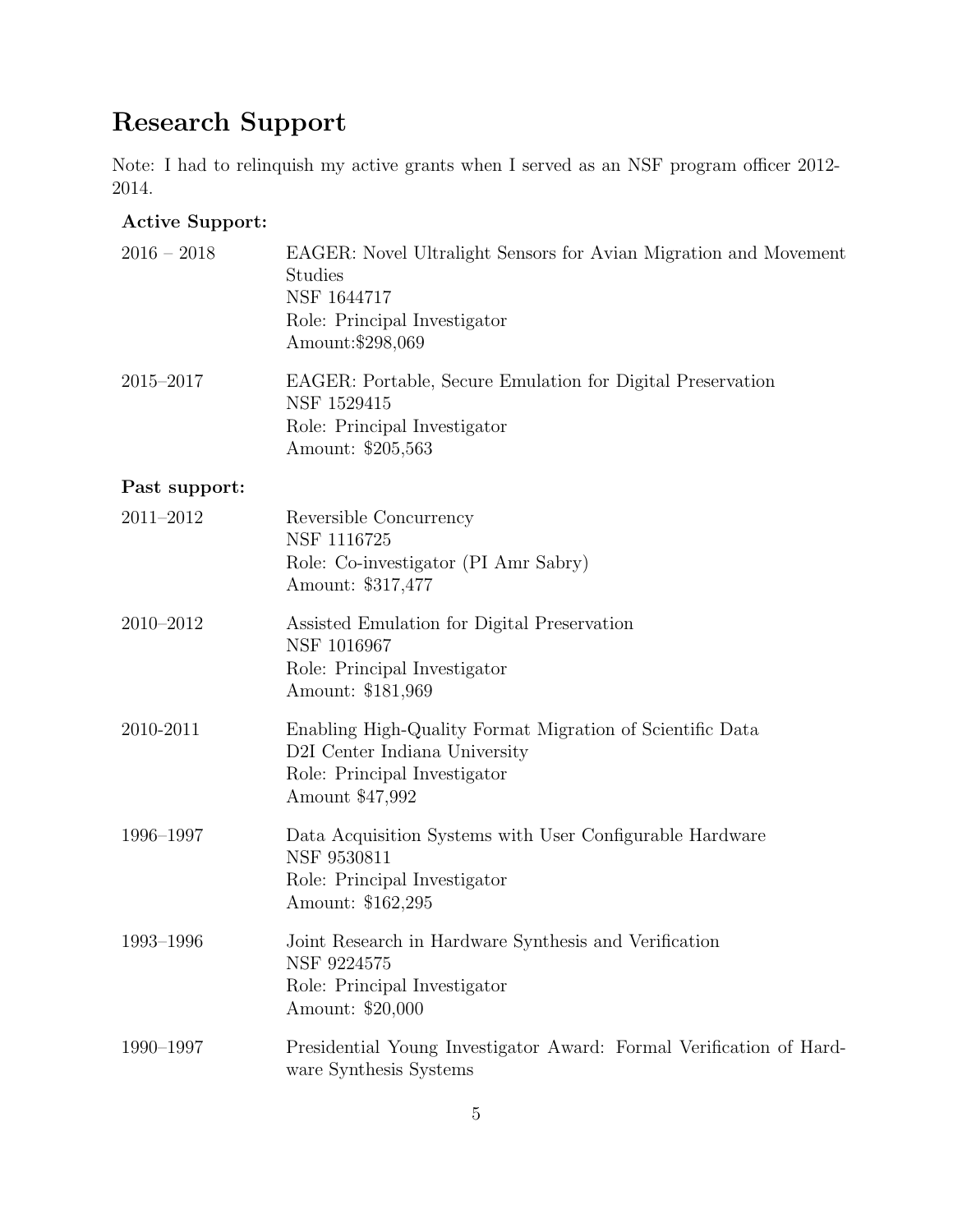## Research Support

Note: I had to relinquish my active grants when I served as an NSF program officer 2012-2014.

**Active Support:**

2016 – 2018
EAGER: Novel Ultralight Sensors for Avian Migration and Movement Studies
NSF 1644717
Role: Principal Investigator
Amount:$298,069

2015–2017
EAGER: Portable, Secure Emulation for Digital Preservation
NSF 1529415
Role: Principal Investigator
Amount: $205,563

**Past support:**

2011–2012
Reversible Concurrency
NSF 1116725
Role: Co-investigator (PI Amr Sabry)
Amount: $317,477

2010–2012
Assisted Emulation for Digital Preservation
NSF 1016967
Role: Principal Investigator
Amount: $181,969

2010-2011
Enabling High-Quality Format Migration of Scientific Data
D2I Center Indiana University
Role: Principal Investigator
Amount $47,992

1996–1997
Data Acquisition Systems with User Configurable Hardware
NSF 9530811
Role: Principal Investigator
Amount: $162,295

1993–1996
Joint Research in Hardware Synthesis and Verification
NSF 9224575
Role: Principal Investigator
Amount: $20,000

1990–1997
Presidential Young Investigator Award: Formal Verification of Hardware Synthesis Systems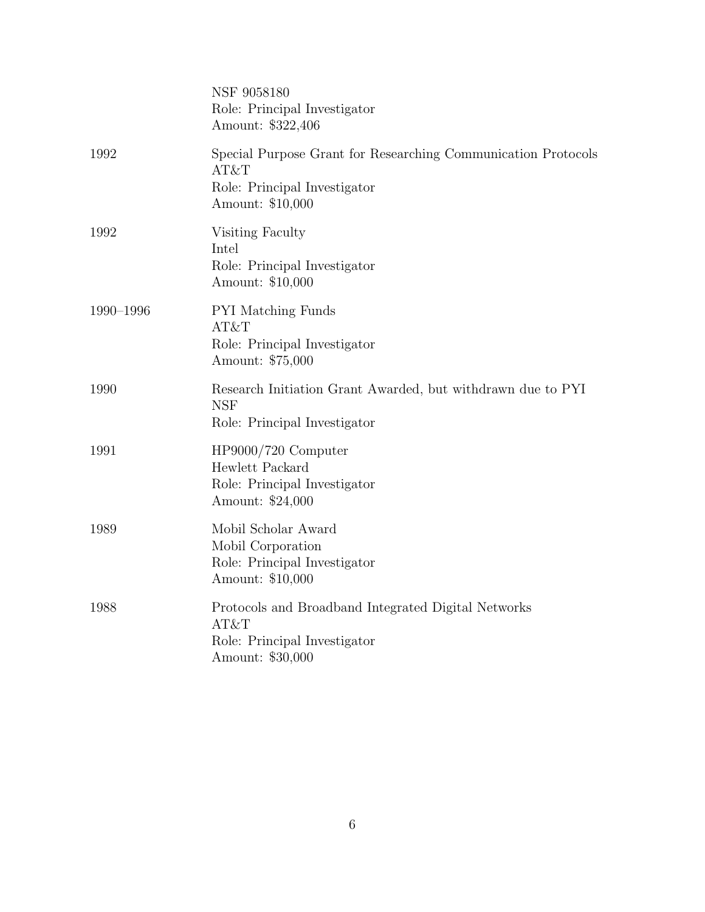NSF 9058180
Role: Principal Investigator
Amount: $322,406

1992 — Special Purpose Grant for Researching Communication Protocols
AT&T
Role: Principal Investigator
Amount: $10,000

1992 — Visiting Faculty
Intel
Role: Principal Investigator
Amount: $10,000

1990–1996 — PYI Matching Funds
AT&T
Role: Principal Investigator
Amount: $75,000

1990 — Research Initiation Grant Awarded, but withdrawn due to PYI
NSF
Role: Principal Investigator

1991 — HP9000/720 Computer
Hewlett Packard
Role: Principal Investigator
Amount: $24,000

1989 — Mobil Scholar Award
Mobil Corporation
Role: Principal Investigator
Amount: $10,000

1988 — Protocols and Broadband Integrated Digital Networks
AT&T
Role: Principal Investigator
Amount: $30,000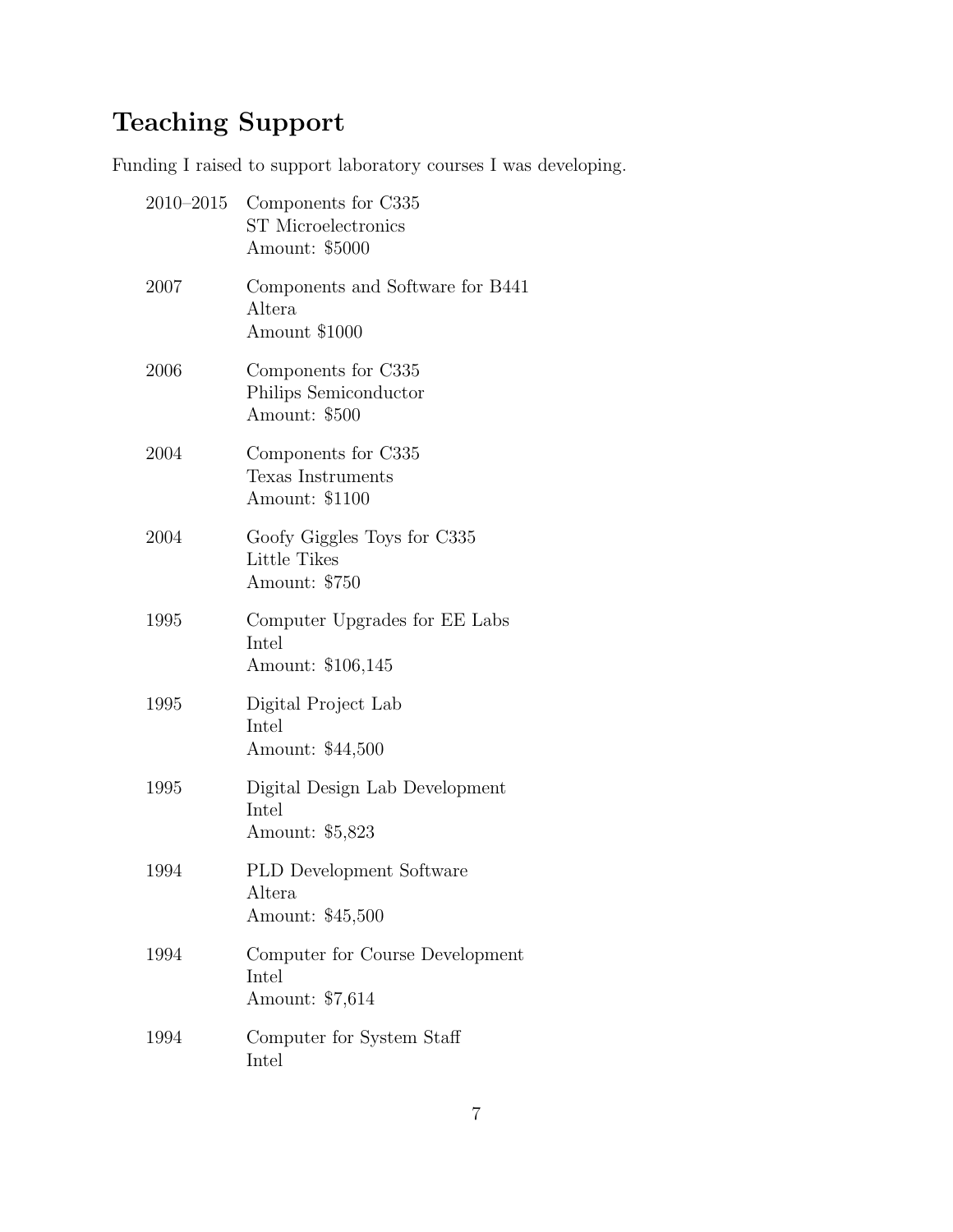## Teaching Support

Funding I raised to support laboratory courses I was developing.

| | |
|---|---|
| 2010–2015 | Components for C335<br>ST Microelectronics<br>Amount: $5000 |
| 2007 | Components and Software for B441<br>Altera<br>Amount $1000 |
| 2006 | Components for C335<br>Philips Semiconductor<br>Amount: $500 |
| 2004 | Components for C335<br>Texas Instruments<br>Amount: $1100 |
| 2004 | Goofy Giggles Toys for C335<br>Little Tikes<br>Amount: $750 |
| 1995 | Computer Upgrades for EE Labs<br>Intel<br>Amount: $106,145 |
| 1995 | Digital Project Lab<br>Intel<br>Amount: $44,500 |
| 1995 | Digital Design Lab Development<br>Intel<br>Amount: $5,823 |
| 1994 | PLD Development Software<br>Altera<br>Amount: $45,500 |
| 1994 | Computer for Course Development<br>Intel<br>Amount: $7,614 |
| 1994 | Computer for System Staff<br>Intel |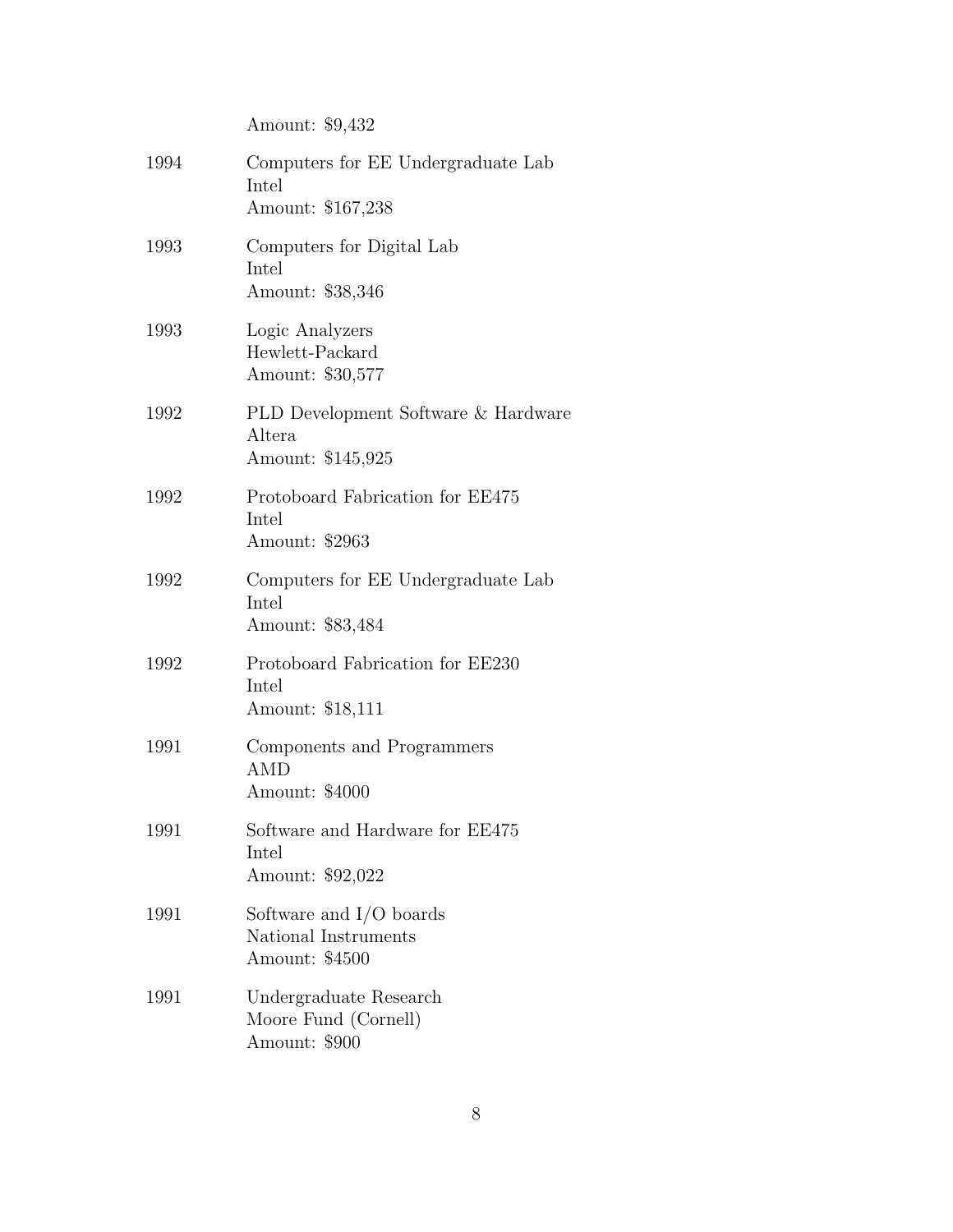Amount: $9,432

1994 Computers for EE Undergraduate Lab
Intel
Amount: $167,238

1993 Computers for Digital Lab
Intel
Amount: $38,346

1993 Logic Analyzers
Hewlett-Packard
Amount: $30,577

1992 PLD Development Software & Hardware
Altera
Amount: $145,925

1992 Protoboard Fabrication for EE475
Intel
Amount: $2963

1992 Computers for EE Undergraduate Lab
Intel
Amount: $83,484

1992 Protoboard Fabrication for EE230
Intel
Amount: $18,111

1991 Components and Programmers
AMD
Amount: $4000

1991 Software and Hardware for EE475
Intel
Amount: $92,022

1991 Software and I/O boards
National Instruments
Amount: $4500

1991 Undergraduate Research
Moore Fund (Cornell)
Amount: $900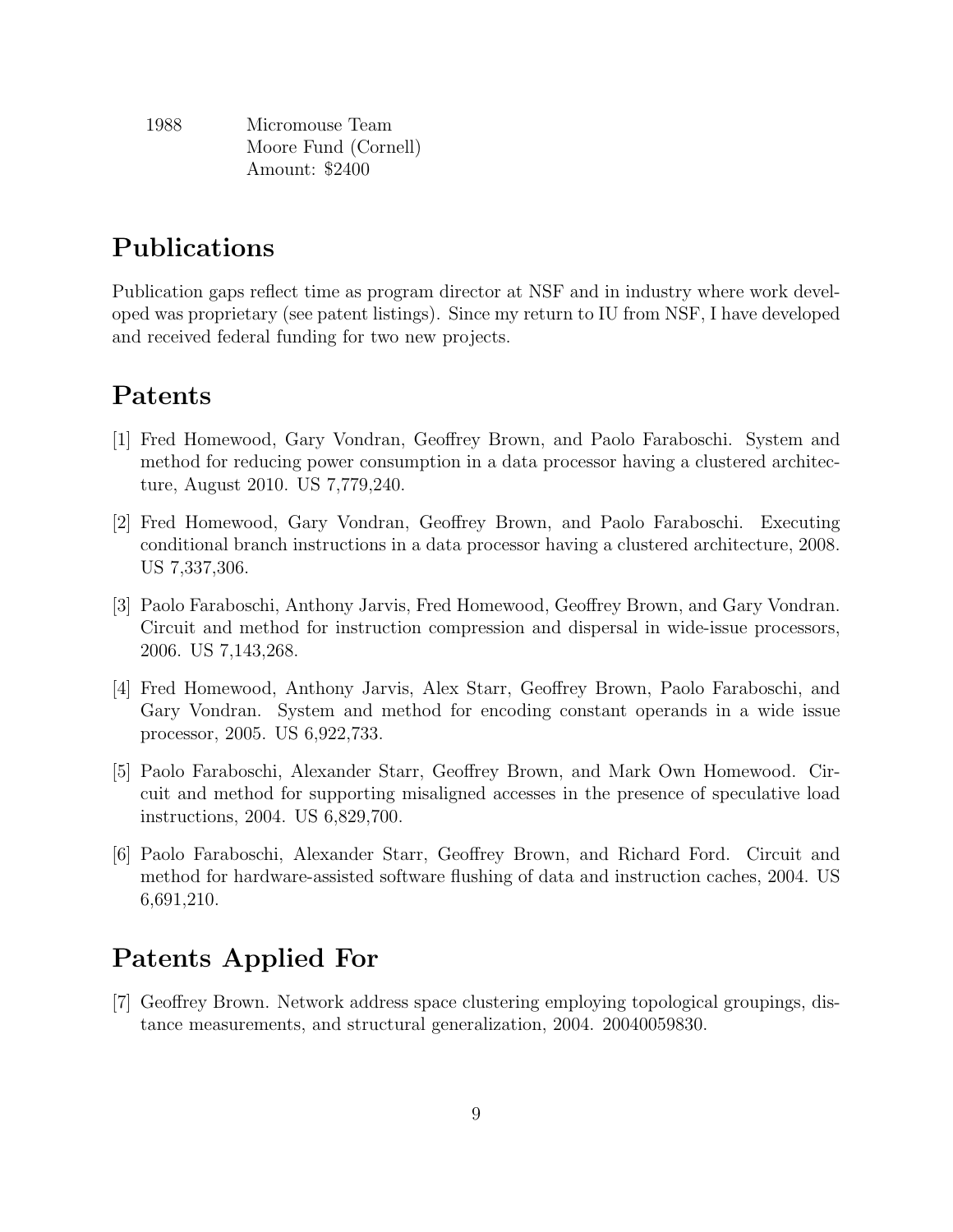| | |
|---|---|
| 1988 | Micromouse Team<br>Moore Fund (Cornell)<br>Amount: $2400 |

# Publications

Publication gaps reflect time as program director at NSF and in industry where work developed was proprietary (see patent listings). Since my return to IU from NSF, I have developed and received federal funding for two new projects.

# Patents

[1] Fred Homewood, Gary Vondran, Geoffrey Brown, and Paolo Faraboschi. System and method for reducing power consumption in a data processor having a clustered architecture, August 2010. US 7,779,240.

[2] Fred Homewood, Gary Vondran, Geoffrey Brown, and Paolo Faraboschi. Executing conditional branch instructions in a data processor having a clustered architecture, 2008. US 7,337,306.

[3] Paolo Faraboschi, Anthony Jarvis, Fred Homewood, Geoffrey Brown, and Gary Vondran. Circuit and method for instruction compression and dispersal in wide-issue processors, 2006. US 7,143,268.

[4] Fred Homewood, Anthony Jarvis, Alex Starr, Geoffrey Brown, Paolo Faraboschi, and Gary Vondran. System and method for encoding constant operands in a wide issue processor, 2005. US 6,922,733.

[5] Paolo Faraboschi, Alexander Starr, Geoffrey Brown, and Mark Own Homewood. Circuit and method for supporting misaligned accesses in the presence of speculative load instructions, 2004. US 6,829,700.

[6] Paolo Faraboschi, Alexander Starr, Geoffrey Brown, and Richard Ford. Circuit and method for hardware-assisted software flushing of data and instruction caches, 2004. US 6,691,210.

# Patents Applied For

[7] Geoffrey Brown. Network address space clustering employing topological groupings, distance measurements, and structural generalization, 2004. 20040059830.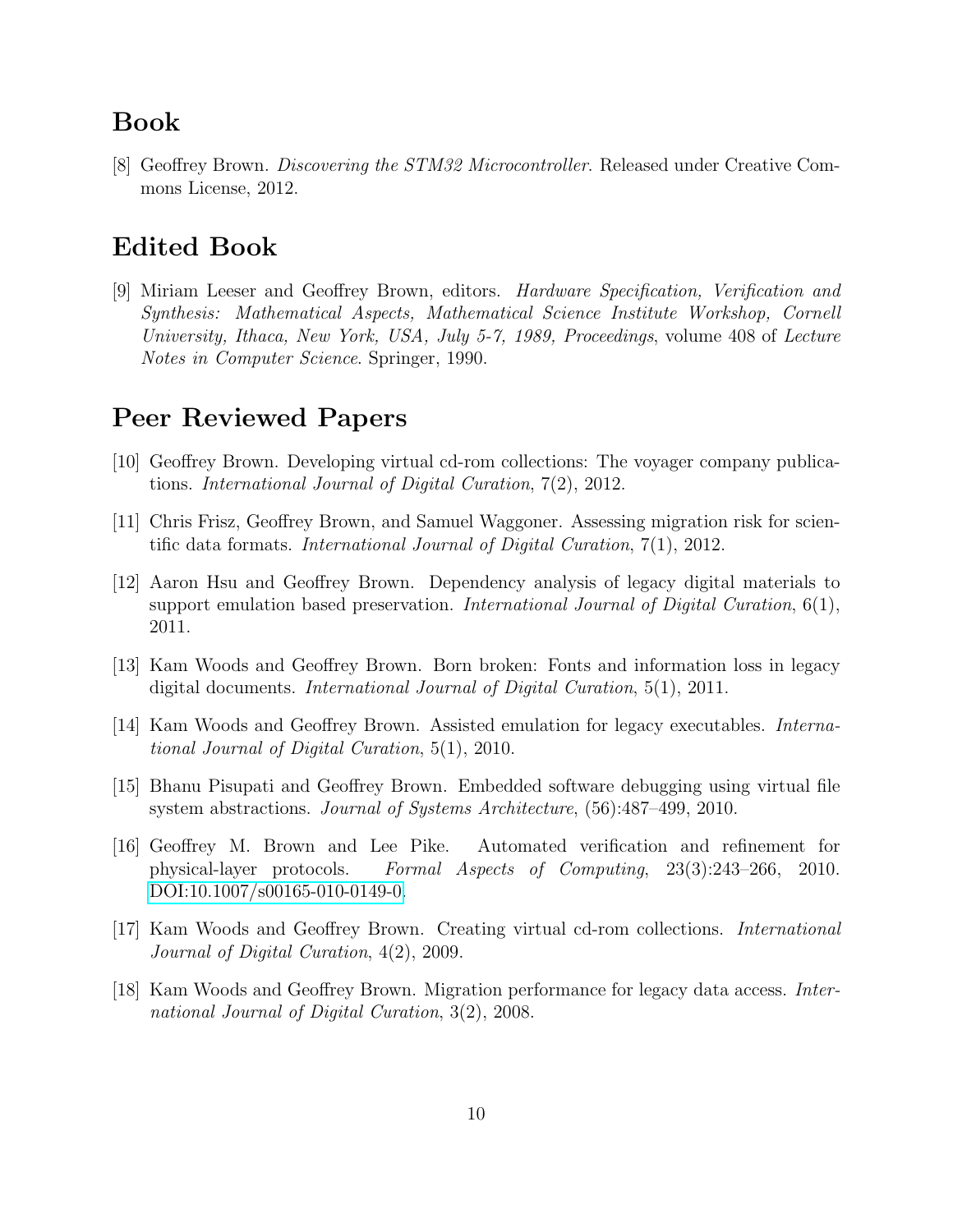## Book

[8] Geoffrey Brown. *Discovering the STM32 Microcontroller*. Released under Creative Commons License, 2012.

## Edited Book

[9] Miriam Leeser and Geoffrey Brown, editors. *Hardware Specification, Verification and Synthesis: Mathematical Aspects, Mathematical Science Institute Workshop, Cornell University, Ithaca, New York, USA, July 5-7, 1989, Proceedings*, volume 408 of *Lecture Notes in Computer Science*. Springer, 1990.

## Peer Reviewed Papers

[10] Geoffrey Brown. Developing virtual cd-rom collections: The voyager company publications. *International Journal of Digital Curation*, 7(2), 2012.

[11] Chris Frisz, Geoffrey Brown, and Samuel Waggoner. Assessing migration risk for scientific data formats. *International Journal of Digital Curation*, 7(1), 2012.

[12] Aaron Hsu and Geoffrey Brown. Dependency analysis of legacy digital materials to support emulation based preservation. *International Journal of Digital Curation*, 6(1), 2011.

[13] Kam Woods and Geoffrey Brown. Born broken: Fonts and information loss in legacy digital documents. *International Journal of Digital Curation*, 5(1), 2011.

[14] Kam Woods and Geoffrey Brown. Assisted emulation for legacy executables. *International Journal of Digital Curation*, 5(1), 2010.

[15] Bhanu Pisupati and Geoffrey Brown. Embedded software debugging using virtual file system abstractions. *Journal of Systems Architecture*, (56):487–499, 2010.

[16] Geoffrey M. Brown and Lee Pike. Automated verification and refinement for physical-layer protocols. *Formal Aspects of Computing*, 23(3):243–266, 2010. DOI:10.1007/s00165-010-0149-0.

[17] Kam Woods and Geoffrey Brown. Creating virtual cd-rom collections. *International Journal of Digital Curation*, 4(2), 2009.

[18] Kam Woods and Geoffrey Brown. Migration performance for legacy data access. *International Journal of Digital Curation*, 3(2), 2008.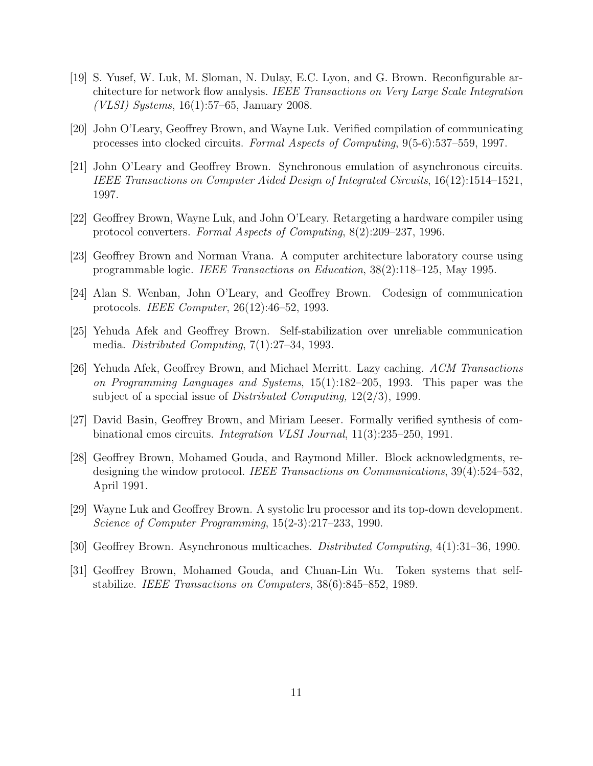[19] S. Yusef, W. Luk, M. Sloman, N. Dulay, E.C. Lyon, and G. Brown. Reconfigurable architecture for network flow analysis. *IEEE Transactions on Very Large Scale Integration (VLSI) Systems*, 16(1):57–65, January 2008.

[20] John O'Leary, Geoffrey Brown, and Wayne Luk. Verified compilation of communicating processes into clocked circuits. *Formal Aspects of Computing*, 9(5-6):537–559, 1997.

[21] John O'Leary and Geoffrey Brown. Synchronous emulation of asynchronous circuits. *IEEE Transactions on Computer Aided Design of Integrated Circuits*, 16(12):1514–1521, 1997.

[22] Geoffrey Brown, Wayne Luk, and John O'Leary. Retargeting a hardware compiler using protocol converters. *Formal Aspects of Computing*, 8(2):209–237, 1996.

[23] Geoffrey Brown and Norman Vrana. A computer architecture laboratory course using programmable logic. *IEEE Transactions on Education*, 38(2):118–125, May 1995.

[24] Alan S. Wenban, John O'Leary, and Geoffrey Brown. Codesign of communication protocols. *IEEE Computer*, 26(12):46–52, 1993.

[25] Yehuda Afek and Geoffrey Brown. Self-stabilization over unreliable communication media. *Distributed Computing*, 7(1):27–34, 1993.

[26] Yehuda Afek, Geoffrey Brown, and Michael Merritt. Lazy caching. *ACM Transactions on Programming Languages and Systems*, 15(1):182–205, 1993. This paper was the subject of a special issue of *Distributed Computing,* 12(2/3), 1999.

[27] David Basin, Geoffrey Brown, and Miriam Leeser. Formally verified synthesis of combinational cmos circuits. *Integration VLSI Journal*, 11(3):235–250, 1991.

[28] Geoffrey Brown, Mohamed Gouda, and Raymond Miller. Block acknowledgments, redesigning the window protocol. *IEEE Transactions on Communications*, 39(4):524–532, April 1991.

[29] Wayne Luk and Geoffrey Brown. A systolic lru processor and its top-down development. *Science of Computer Programming*, 15(2-3):217–233, 1990.

[30] Geoffrey Brown. Asynchronous multicaches. *Distributed Computing*, 4(1):31–36, 1990.

[31] Geoffrey Brown, Mohamed Gouda, and Chuan-Lin Wu. Token systems that self-stabilize. *IEEE Transactions on Computers*, 38(6):845–852, 1989.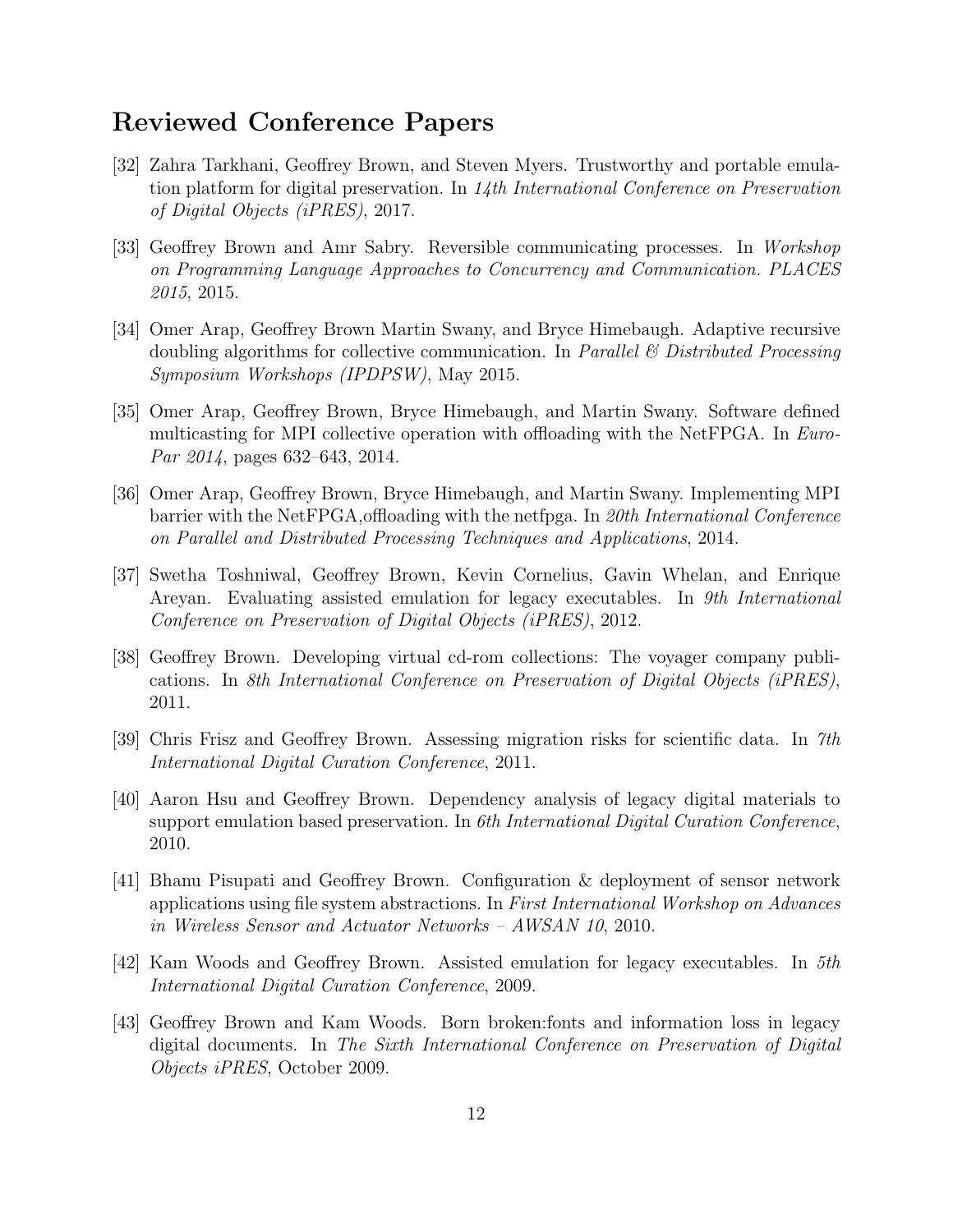## Reviewed Conference Papers

[32] Zahra Tarkhani, Geoffrey Brown, and Steven Myers. Trustworthy and portable emulation platform for digital preservation. In *14th International Conference on Preservation of Digital Objects (iPRES)*, 2017.

[33] Geoffrey Brown and Amr Sabry. Reversible communicating processes. In *Workshop on Programming Language Approaches to Concurrency and Communication. PLACES 2015*, 2015.

[34] Omer Arap, Geoffrey Brown Martin Swany, and Bryce Himebaugh. Adaptive recursive doubling algorithms for collective communication. In *Parallel & Distributed Processing Symposium Workshops (IPDPSW)*, May 2015.

[35] Omer Arap, Geoffrey Brown, Bryce Himebaugh, and Martin Swany. Software defined multicasting for MPI collective operation with offloading with the NetFPGA. In *Euro-Par 2014*, pages 632–643, 2014.

[36] Omer Arap, Geoffrey Brown, Bryce Himebaugh, and Martin Swany. Implementing MPI barrier with the NetFPGA,offloading with the netfpga. In *20th International Conference on Parallel and Distributed Processing Techniques and Applications*, 2014.

[37] Swetha Toshniwal, Geoffrey Brown, Kevin Cornelius, Gavin Whelan, and Enrique Areyan. Evaluating assisted emulation for legacy executables. In *9th International Conference on Preservation of Digital Objects (iPRES)*, 2012.

[38] Geoffrey Brown. Developing virtual cd-rom collections: The voyager company publications. In *8th International Conference on Preservation of Digital Objects (iPRES)*, 2011.

[39] Chris Frisz and Geoffrey Brown. Assessing migration risks for scientific data. In *7th International Digital Curation Conference*, 2011.

[40] Aaron Hsu and Geoffrey Brown. Dependency analysis of legacy digital materials to support emulation based preservation. In *6th International Digital Curation Conference*, 2010.

[41] Bhanu Pisupati and Geoffrey Brown. Configuration & deployment of sensor network applications using file system abstractions. In *First International Workshop on Advances in Wireless Sensor and Actuator Networks – AWSAN 10*, 2010.

[42] Kam Woods and Geoffrey Brown. Assisted emulation for legacy executables. In *5th International Digital Curation Conference*, 2009.

[43] Geoffrey Brown and Kam Woods. Born broken:fonts and information loss in legacy digital documents. In *The Sixth International Conference on Preservation of Digital Objects iPRES*, October 2009.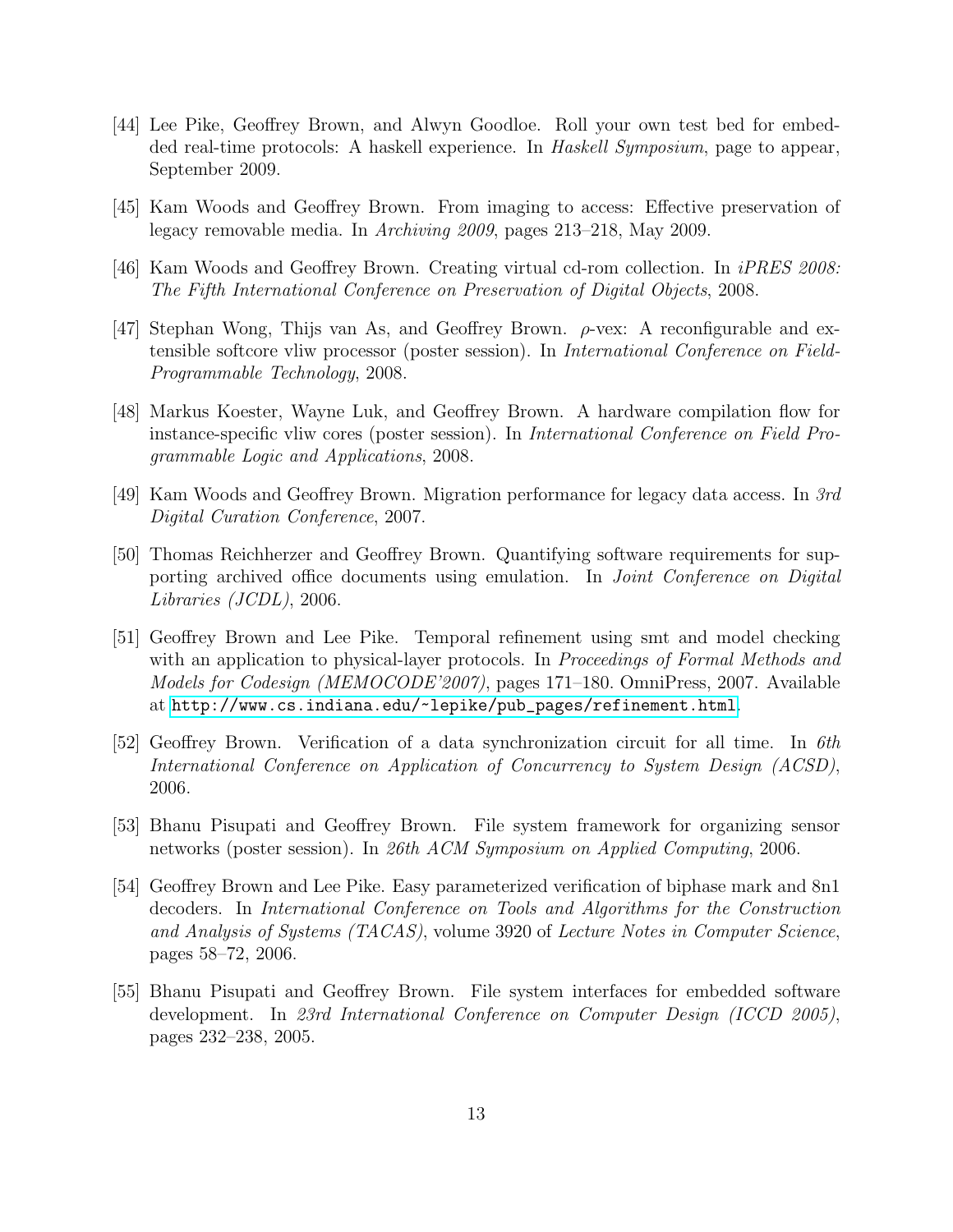[44] Lee Pike, Geoffrey Brown, and Alwyn Goodloe. Roll your own test bed for embedded real-time protocols: A haskell experience. In *Haskell Symposium*, page to appear, September 2009.

[45] Kam Woods and Geoffrey Brown. From imaging to access: Effective preservation of legacy removable media. In *Archiving 2009*, pages 213–218, May 2009.

[46] Kam Woods and Geoffrey Brown. Creating virtual cd-rom collection. In *iPRES 2008: The Fifth International Conference on Preservation of Digital Objects*, 2008.

[47] Stephan Wong, Thijs van As, and Geoffrey Brown. $\rho$-vex: A reconfigurable and extensible softcore vliw processor (poster session). In *International Conference on Field-Programmable Technology*, 2008.

[48] Markus Koester, Wayne Luk, and Geoffrey Brown. A hardware compilation flow for instance-specific vliw cores (poster session). In *International Conference on Field Programmable Logic and Applications*, 2008.

[49] Kam Woods and Geoffrey Brown. Migration performance for legacy data access. In *3rd Digital Curation Conference*, 2007.

[50] Thomas Reichherzer and Geoffrey Brown. Quantifying software requirements for supporting archived office documents using emulation. In *Joint Conference on Digital Libraries (JCDL)*, 2006.

[51] Geoffrey Brown and Lee Pike. Temporal refinement using smt and model checking with an application to physical-layer protocols. In *Proceedings of Formal Methods and Models for Codesign (MEMOCODE'2007)*, pages 171–180. OmniPress, 2007. Available at http://www.cs.indiana.edu/~lepike/pub_pages/refinement.html.

[52] Geoffrey Brown. Verification of a data synchronization circuit for all time. In *6th International Conference on Application of Concurrency to System Design (ACSD)*, 2006.

[53] Bhanu Pisupati and Geoffrey Brown. File system framework for organizing sensor networks (poster session). In *26th ACM Symposium on Applied Computing*, 2006.

[54] Geoffrey Brown and Lee Pike. Easy parameterized verification of biphase mark and 8n1 decoders. In *International Conference on Tools and Algorithms for the Construction and Analysis of Systems (TACAS)*, volume 3920 of *Lecture Notes in Computer Science*, pages 58–72, 2006.

[55] Bhanu Pisupati and Geoffrey Brown. File system interfaces for embedded software development. In *23rd International Conference on Computer Design (ICCD 2005)*, pages 232–238, 2005.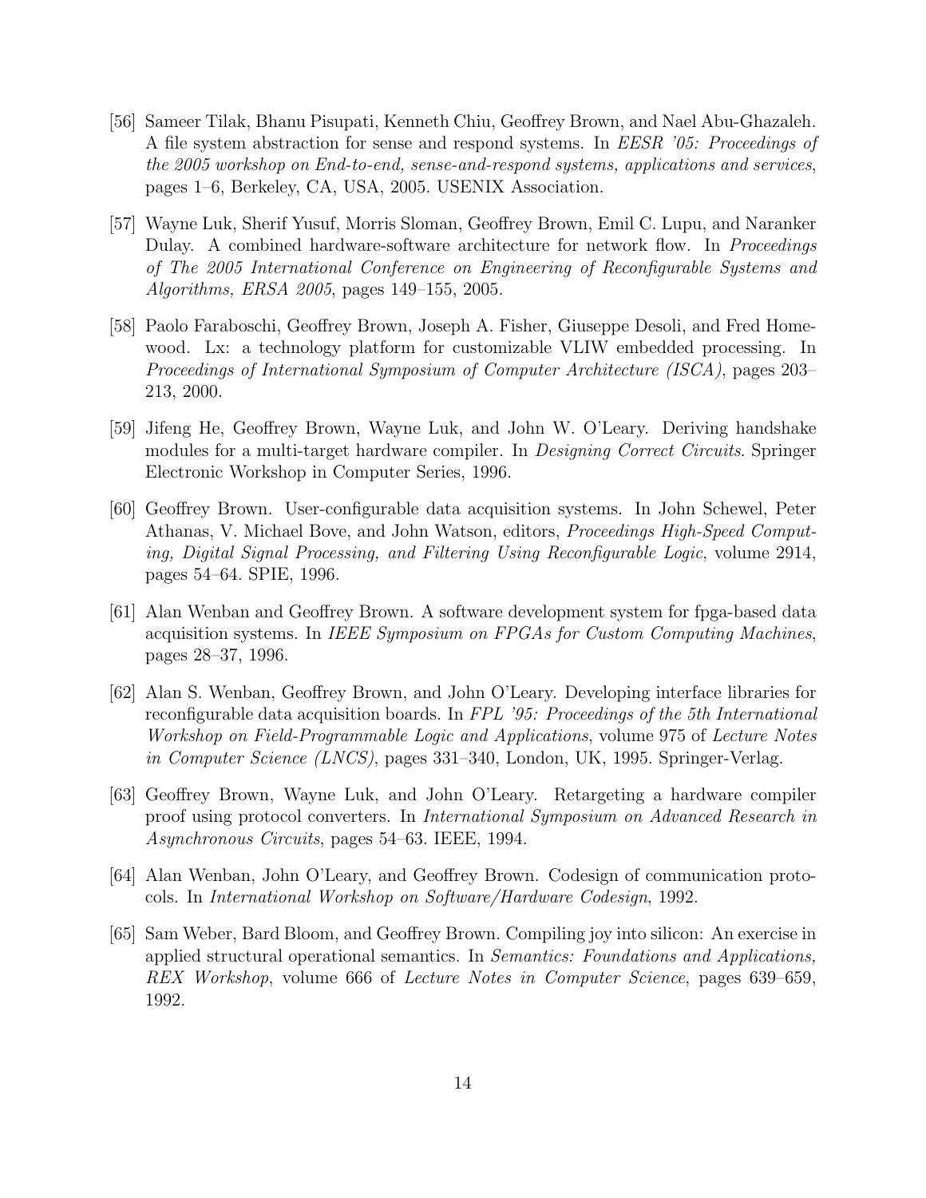[56] Sameer Tilak, Bhanu Pisupati, Kenneth Chiu, Geoffrey Brown, and Nael Abu-Ghazaleh. A file system abstraction for sense and respond systems. In *EESR '05: Proceedings of the 2005 workshop on End-to-end, sense-and-respond systems, applications and services*, pages 1–6, Berkeley, CA, USA, 2005. USENIX Association.

[57] Wayne Luk, Sherif Yusuf, Morris Sloman, Geoffrey Brown, Emil C. Lupu, and Naranker Dulay. A combined hardware-software architecture for network flow. In *Proceedings of The 2005 International Conference on Engineering of Reconfigurable Systems and Algorithms, ERSA 2005*, pages 149–155, 2005.

[58] Paolo Faraboschi, Geoffrey Brown, Joseph A. Fisher, Giuseppe Desoli, and Fred Homewood. Lx: a technology platform for customizable VLIW embedded processing. In *Proceedings of International Symposium of Computer Architecture (ISCA)*, pages 203–213, 2000.

[59] Jifeng He, Geoffrey Brown, Wayne Luk, and John W. O'Leary. Deriving handshake modules for a multi-target hardware compiler. In *Designing Correct Circuits*. Springer Electronic Workshop in Computer Series, 1996.

[60] Geoffrey Brown. User-configurable data acquisition systems. In John Schewel, Peter Athanas, V. Michael Bove, and John Watson, editors, *Proceedings High-Speed Computing, Digital Signal Processing, and Filtering Using Reconfigurable Logic*, volume 2914, pages 54–64. SPIE, 1996.

[61] Alan Wenban and Geoffrey Brown. A software development system for fpga-based data acquisition systems. In *IEEE Symposium on FPGAs for Custom Computing Machines*, pages 28–37, 1996.

[62] Alan S. Wenban, Geoffrey Brown, and John O'Leary. Developing interface libraries for reconfigurable data acquisition boards. In *FPL '95: Proceedings of the 5th International Workshop on Field-Programmable Logic and Applications*, volume 975 of *Lecture Notes in Computer Science (LNCS)*, pages 331–340, London, UK, 1995. Springer-Verlag.

[63] Geoffrey Brown, Wayne Luk, and John O'Leary. Retargeting a hardware compiler proof using protocol converters. In *International Symposium on Advanced Research in Asynchronous Circuits*, pages 54–63. IEEE, 1994.

[64] Alan Wenban, John O'Leary, and Geoffrey Brown. Codesign of communication protocols. In *International Workshop on Software/Hardware Codesign*, 1992.

[65] Sam Weber, Bard Bloom, and Geoffrey Brown. Compiling joy into silicon: An exercise in applied structural operational semantics. In *Semantics: Foundations and Applications, REX Workshop*, volume 666 of *Lecture Notes in Computer Science*, pages 639–659, 1992.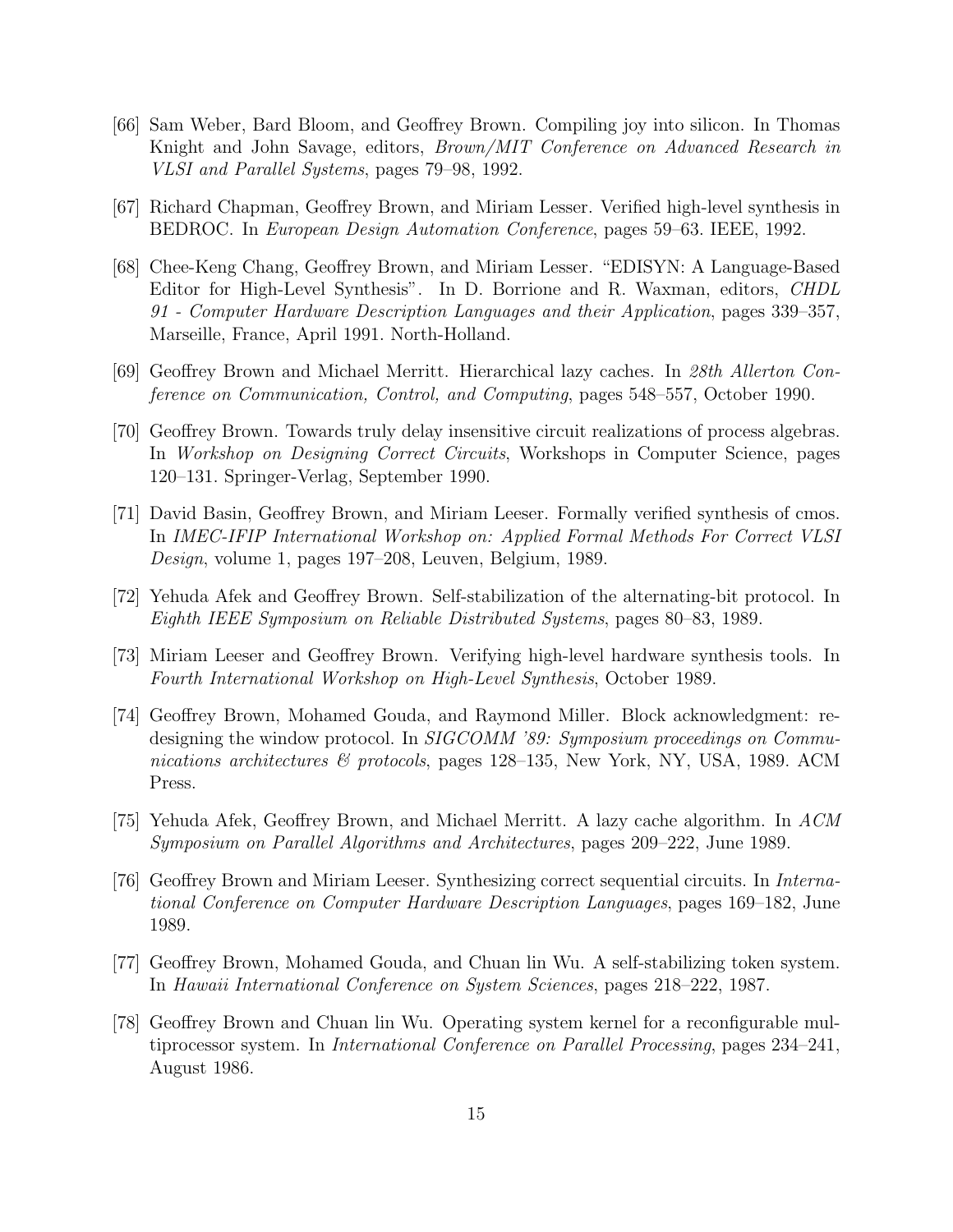[66] Sam Weber, Bard Bloom, and Geoffrey Brown. Compiling joy into silicon. In Thomas Knight and John Savage, editors, *Brown/MIT Conference on Advanced Research in VLSI and Parallel Systems*, pages 79–98, 1992.

[67] Richard Chapman, Geoffrey Brown, and Miriam Lesser. Verified high-level synthesis in BEDROC. In *European Design Automation Conference*, pages 59–63. IEEE, 1992.

[68] Chee-Keng Chang, Geoffrey Brown, and Miriam Lesser. "EDISYN: A Language-Based Editor for High-Level Synthesis". In D. Borrione and R. Waxman, editors, *CHDL 91 - Computer Hardware Description Languages and their Application*, pages 339–357, Marseille, France, April 1991. North-Holland.

[69] Geoffrey Brown and Michael Merritt. Hierarchical lazy caches. In *28th Allerton Conference on Communication, Control, and Computing*, pages 548–557, October 1990.

[70] Geoffrey Brown. Towards truly delay insensitive circuit realizations of process algebras. In *Workshop on Designing Correct Circuits*, Workshops in Computer Science, pages 120–131. Springer-Verlag, September 1990.

[71] David Basin, Geoffrey Brown, and Miriam Leeser. Formally verified synthesis of cmos. In *IMEC-IFIP International Workshop on: Applied Formal Methods For Correct VLSI Design*, volume 1, pages 197–208, Leuven, Belgium, 1989.

[72] Yehuda Afek and Geoffrey Brown. Self-stabilization of the alternating-bit protocol. In *Eighth IEEE Symposium on Reliable Distributed Systems*, pages 80–83, 1989.

[73] Miriam Leeser and Geoffrey Brown. Verifying high-level hardware synthesis tools. In *Fourth International Workshop on High-Level Synthesis*, October 1989.

[74] Geoffrey Brown, Mohamed Gouda, and Raymond Miller. Block acknowledgment: redesigning the window protocol. In *SIGCOMM '89: Symposium proceedings on Communications architectures & protocols*, pages 128–135, New York, NY, USA, 1989. ACM Press.

[75] Yehuda Afek, Geoffrey Brown, and Michael Merritt. A lazy cache algorithm. In *ACM Symposium on Parallel Algorithms and Architectures*, pages 209–222, June 1989.

[76] Geoffrey Brown and Miriam Leeser. Synthesizing correct sequential circuits. In *International Conference on Computer Hardware Description Languages*, pages 169–182, June 1989.

[77] Geoffrey Brown, Mohamed Gouda, and Chuan lin Wu. A self-stabilizing token system. In *Hawaii International Conference on System Sciences*, pages 218–222, 1987.

[78] Geoffrey Brown and Chuan lin Wu. Operating system kernel for a reconfigurable multiprocessor system. In *International Conference on Parallel Processing*, pages 234–241, August 1986.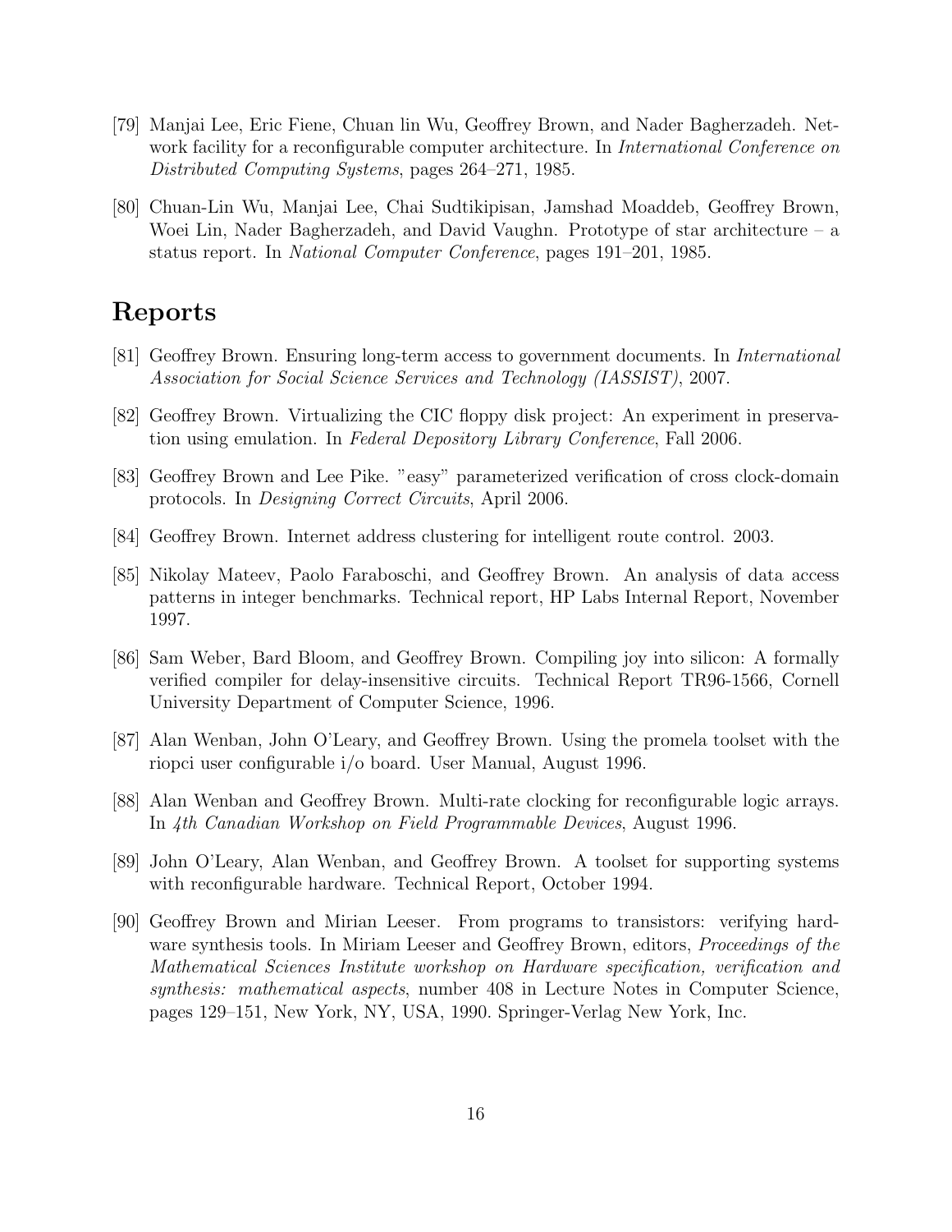[79] Manjai Lee, Eric Fiene, Chuan lin Wu, Geoffrey Brown, and Nader Bagherzadeh. Network facility for a reconfigurable computer architecture. In *International Conference on Distributed Computing Systems*, pages 264–271, 1985.

[80] Chuan-Lin Wu, Manjai Lee, Chai Sudtikipisan, Jamshad Moaddeb, Geoffrey Brown, Woei Lin, Nader Bagherzadeh, and David Vaughn. Prototype of star architecture – a status report. In *National Computer Conference*, pages 191–201, 1985.

## Reports

[81] Geoffrey Brown. Ensuring long-term access to government documents. In *International Association for Social Science Services and Technology (IASSIST)*, 2007.

[82] Geoffrey Brown. Virtualizing the CIC floppy disk project: An experiment in preservation using emulation. In *Federal Depository Library Conference*, Fall 2006.

[83] Geoffrey Brown and Lee Pike. "easy" parameterized verification of cross clock-domain protocols. In *Designing Correct Circuits*, April 2006.

[84] Geoffrey Brown. Internet address clustering for intelligent route control. 2003.

[85] Nikolay Mateev, Paolo Faraboschi, and Geoffrey Brown. An analysis of data access patterns in integer benchmarks. Technical report, HP Labs Internal Report, November 1997.

[86] Sam Weber, Bard Bloom, and Geoffrey Brown. Compiling joy into silicon: A formally verified compiler for delay-insensitive circuits. Technical Report TR96-1566, Cornell University Department of Computer Science, 1996.

[87] Alan Wenban, John O'Leary, and Geoffrey Brown. Using the promela toolset with the riopci user configurable i/o board. User Manual, August 1996.

[88] Alan Wenban and Geoffrey Brown. Multi-rate clocking for reconfigurable logic arrays. In *4th Canadian Workshop on Field Programmable Devices*, August 1996.

[89] John O'Leary, Alan Wenban, and Geoffrey Brown. A toolset for supporting systems with reconfigurable hardware. Technical Report, October 1994.

[90] Geoffrey Brown and Mirian Leeser. From programs to transistors: verifying hardware synthesis tools. In Miriam Leeser and Geoffrey Brown, editors, *Proceedings of the Mathematical Sciences Institute workshop on Hardware specification, verification and synthesis: mathematical aspects*, number 408 in Lecture Notes in Computer Science, pages 129–151, New York, NY, USA, 1990. Springer-Verlag New York, Inc.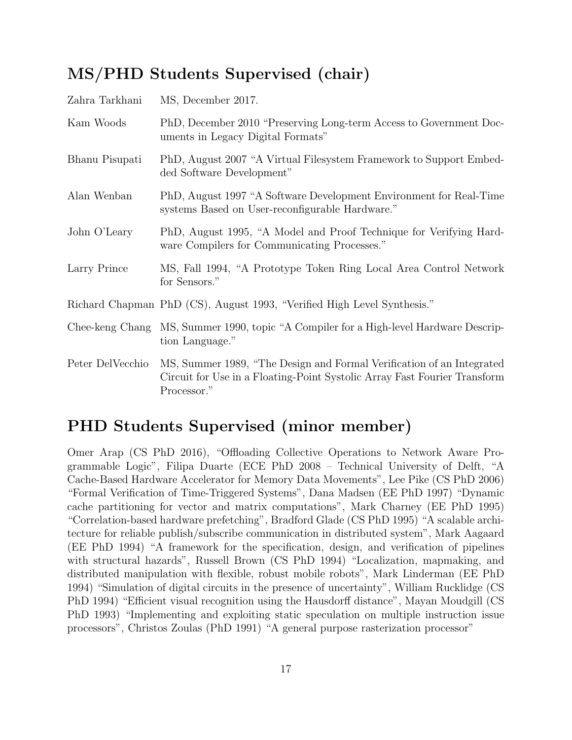## MS/PHD Students Supervised (chair)

| | |
|---|---|
| Zahra Tarkhani | MS, December 2017. |
| Kam Woods | PhD, December 2010 "Preserving Long-term Access to Government Documents in Legacy Digital Formats" |
| Bhanu Pisupati | PhD, August 2007 "A Virtual Filesystem Framework to Support Embedded Software Development" |
| Alan Wenban | PhD, August 1997 "A Software Development Environment for Real-Time systems Based on User-reconfigurable Hardware." |
| John O'Leary | PhD, August 1995, "A Model and Proof Technique for Verifying Hardware Compilers for Communicating Processes." |
| Larry Prince | MS, Fall 1994, "A Prototype Token Ring Local Area Control Network for Sensors." |
| Richard Chapman | PhD (CS), August 1993, "Verified High Level Synthesis." |
| Chee-keng Chang | MS, Summer 1990, topic "A Compiler for a High-level Hardware Description Language." |
| Peter DelVecchio | MS, Summer 1989, "The Design and Formal Verification of an Integrated Circuit for Use in a Floating-Point Systolic Array Fast Fourier Transform Processor." |

## PHD Students Supervised (minor member)

Omer Arap (CS PhD 2016), "Offloading Collective Operations to Network Aware Programmable Logic", Filipa Duarte (ECE PhD 2008 – Technical University of Delft, "A Cache-Based Hardware Accelerator for Memory Data Movements", Lee Pike (CS PhD 2006) "Formal Verification of Time-Triggered Systems", Dana Madsen (EE PhD 1997) "Dynamic cache partitioning for vector and matrix computations", Mark Charney (EE PhD 1995) "Correlation-based hardware prefetching", Bradford Glade (CS PhD 1995) "A scalable architecture for reliable publish/subscribe communication in distributed system", Mark Aagaard (EE PhD 1994) "A framework for the specification, design, and verification of pipelines with structural hazards", Russell Brown (CS PhD 1994) "Localization, mapmaking, and distributed manipulation with flexible, robust mobile robots", Mark Linderman (EE PhD 1994) "Simulation of digital circuits in the presence of uncertainty", William Rucklidge (CS PhD 1994) "Efficient visual recognition using the Hausdorff distance", Mayan Moudgill (CS PhD 1993) "Implementing and exploiting static speculation on multiple instruction issue processors", Christos Zoulas (PhD 1991) "A general purpose rasterization processor"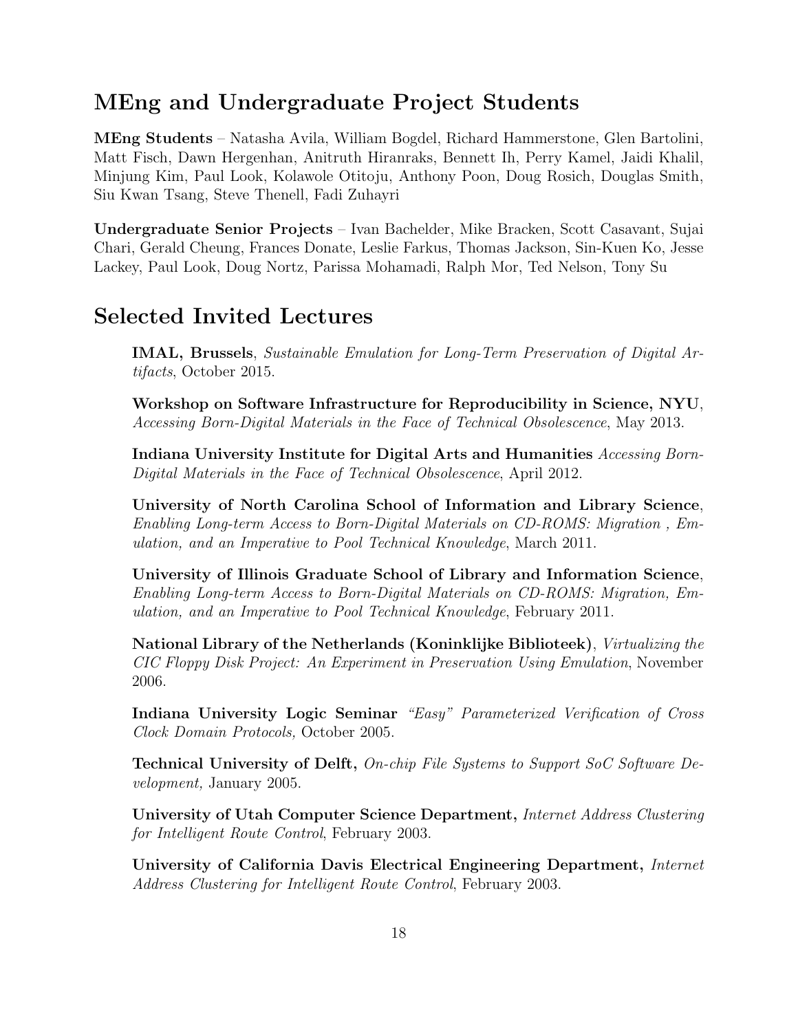## MEng and Undergraduate Project Students

**MEng Students** – Natasha Avila, William Bogdel, Richard Hammerstone, Glen Bartolini, Matt Fisch, Dawn Hergenhan, Anitruth Hiranraks, Bennett Ih, Perry Kamel, Jaidi Khalil, Minjung Kim, Paul Look, Kolawole Otitoju, Anthony Poon, Doug Rosich, Douglas Smith, Siu Kwan Tsang, Steve Thenell, Fadi Zuhayri

**Undergraduate Senior Projects** – Ivan Bachelder, Mike Bracken, Scott Casavant, Sujai Chari, Gerald Cheung, Frances Donate, Leslie Farkus, Thomas Jackson, Sin-Kuen Ko, Jesse Lackey, Paul Look, Doug Nortz, Parissa Mohamadi, Ralph Mor, Ted Nelson, Tony Su

## Selected Invited Lectures

**IMAL, Brussels**, *Sustainable Emulation for Long-Term Preservation of Digital Artifacts*, October 2015.

**Workshop on Software Infrastructure for Reproducibility in Science, NYU**, *Accessing Born-Digital Materials in the Face of Technical Obsolescence*, May 2013.

**Indiana University Institute for Digital Arts and Humanities** *Accessing Born-Digital Materials in the Face of Technical Obsolescence*, April 2012.

**University of North Carolina School of Information and Library Science**, *Enabling Long-term Access to Born-Digital Materials on CD-ROMS: Migration , Emulation, and an Imperative to Pool Technical Knowledge*, March 2011.

**University of Illinois Graduate School of Library and Information Science**, *Enabling Long-term Access to Born-Digital Materials on CD-ROMS: Migration, Emulation, and an Imperative to Pool Technical Knowledge*, February 2011.

**National Library of the Netherlands (Koninklijke Biblioteek)**, *Virtualizing the CIC Floppy Disk Project: An Experiment in Preservation Using Emulation*, November 2006.

**Indiana University Logic Seminar** *"Easy" Parameterized Verification of Cross Clock Domain Protocols,* October 2005.

**Technical University of Delft,** *On-chip File Systems to Support SoC Software Development,* January 2005.

**University of Utah Computer Science Department,** *Internet Address Clustering for Intelligent Route Control*, February 2003.

**University of California Davis Electrical Engineering Department,** *Internet Address Clustering for Intelligent Route Control*, February 2003.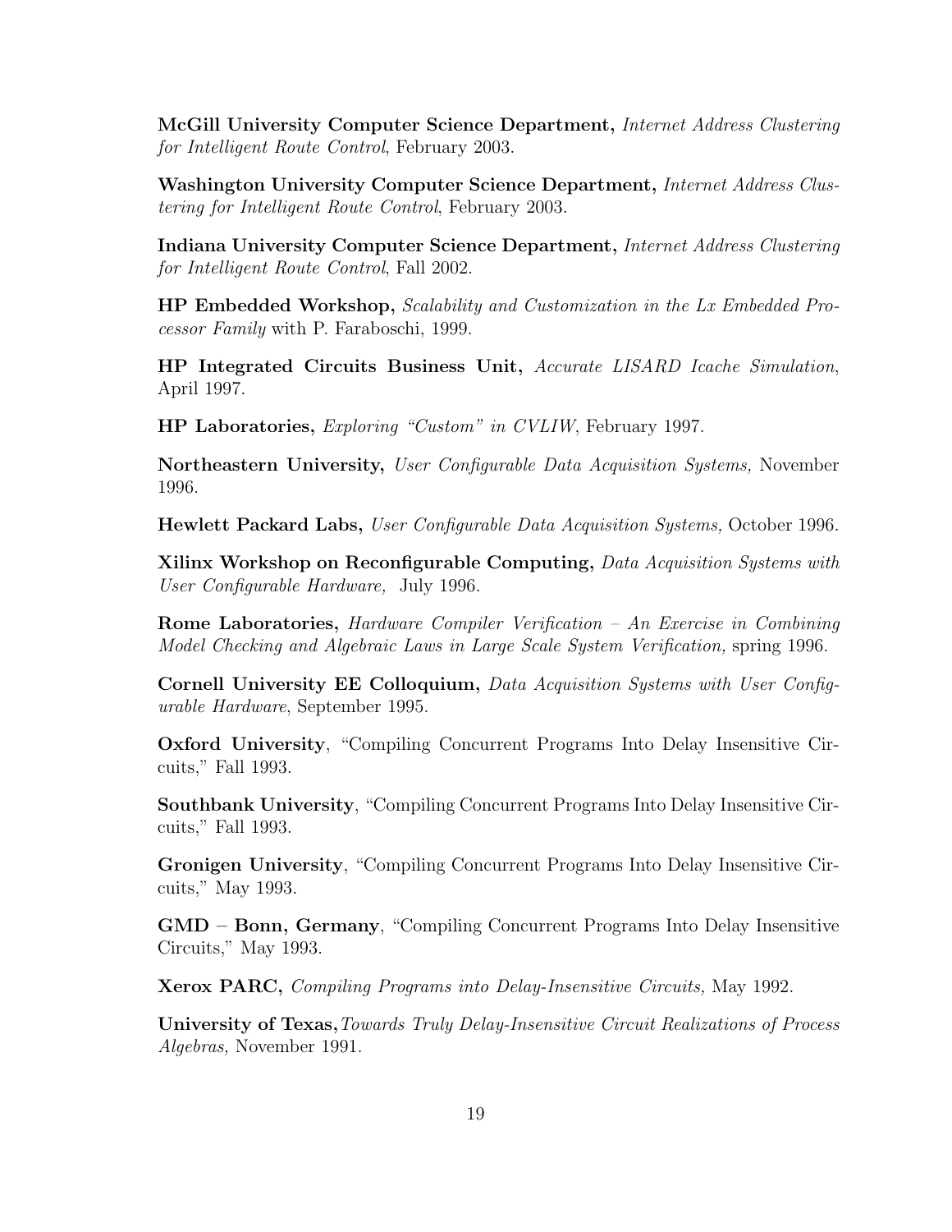**McGill University Computer Science Department,** *Internet Address Clustering for Intelligent Route Control*, February 2003.

**Washington University Computer Science Department,** *Internet Address Clustering for Intelligent Route Control*, February 2003.

**Indiana University Computer Science Department,** *Internet Address Clustering for Intelligent Route Control*, Fall 2002.

**HP Embedded Workshop,** *Scalability and Customization in the Lx Embedded Processor Family* with P. Faraboschi, 1999.

**HP Integrated Circuits Business Unit,** *Accurate LISARD Icache Simulation*, April 1997.

**HP Laboratories,** *Exploring "Custom" in CVLIW*, February 1997.

**Northeastern University,** *User Configurable Data Acquisition Systems,* November 1996.

**Hewlett Packard Labs,** *User Configurable Data Acquisition Systems,* October 1996.

**Xilinx Workshop on Reconfigurable Computing,** *Data Acquisition Systems with User Configurable Hardware,* July 1996.

**Rome Laboratories,** *Hardware Compiler Verification – An Exercise in Combining Model Checking and Algebraic Laws in Large Scale System Verification,* spring 1996.

**Cornell University EE Colloquium,** *Data Acquisition Systems with User Configurable Hardware*, September 1995.

**Oxford University**, "Compiling Concurrent Programs Into Delay Insensitive Circuits," Fall 1993.

**Southbank University**, "Compiling Concurrent Programs Into Delay Insensitive Circuits," Fall 1993.

**Gronigen University**, "Compiling Concurrent Programs Into Delay Insensitive Circuits," May 1993.

**GMD – Bonn, Germany**, "Compiling Concurrent Programs Into Delay Insensitive Circuits," May 1993.

**Xerox PARC,** *Compiling Programs into Delay-Insensitive Circuits,* May 1992.

**University of Texas,** *Towards Truly Delay-Insensitive Circuit Realizations of Process Algebras,* November 1991.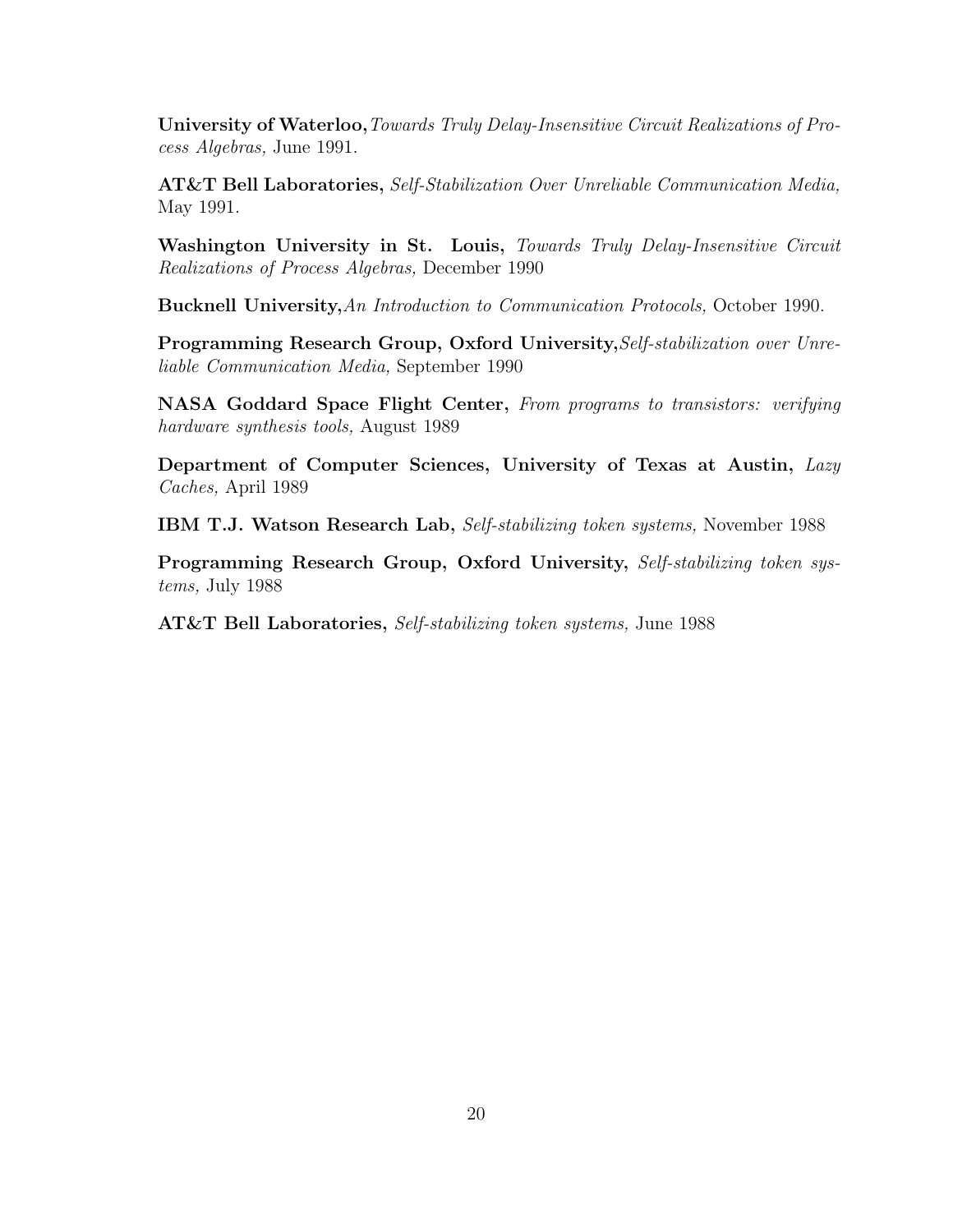**University of Waterloo,** *Towards Truly Delay-Insensitive Circuit Realizations of Process Algebras,* June 1991.

**AT&T Bell Laboratories,** *Self-Stabilization Over Unreliable Communication Media,* May 1991.

**Washington University in St. Louis,** *Towards Truly Delay-Insensitive Circuit Realizations of Process Algebras,* December 1990

**Bucknell University,** *An Introduction to Communication Protocols,* October 1990.

**Programming Research Group, Oxford University,** *Self-stabilization over Unreliable Communication Media,* September 1990

**NASA Goddard Space Flight Center,** *From programs to transistors: verifying hardware synthesis tools,* August 1989

**Department of Computer Sciences, University of Texas at Austin,** *Lazy Caches,* April 1989

**IBM T.J. Watson Research Lab,** *Self-stabilizing token systems,* November 1988

**Programming Research Group, Oxford University,** *Self-stabilizing token systems,* July 1988

**AT&T Bell Laboratories,** *Self-stabilizing token systems,* June 1988